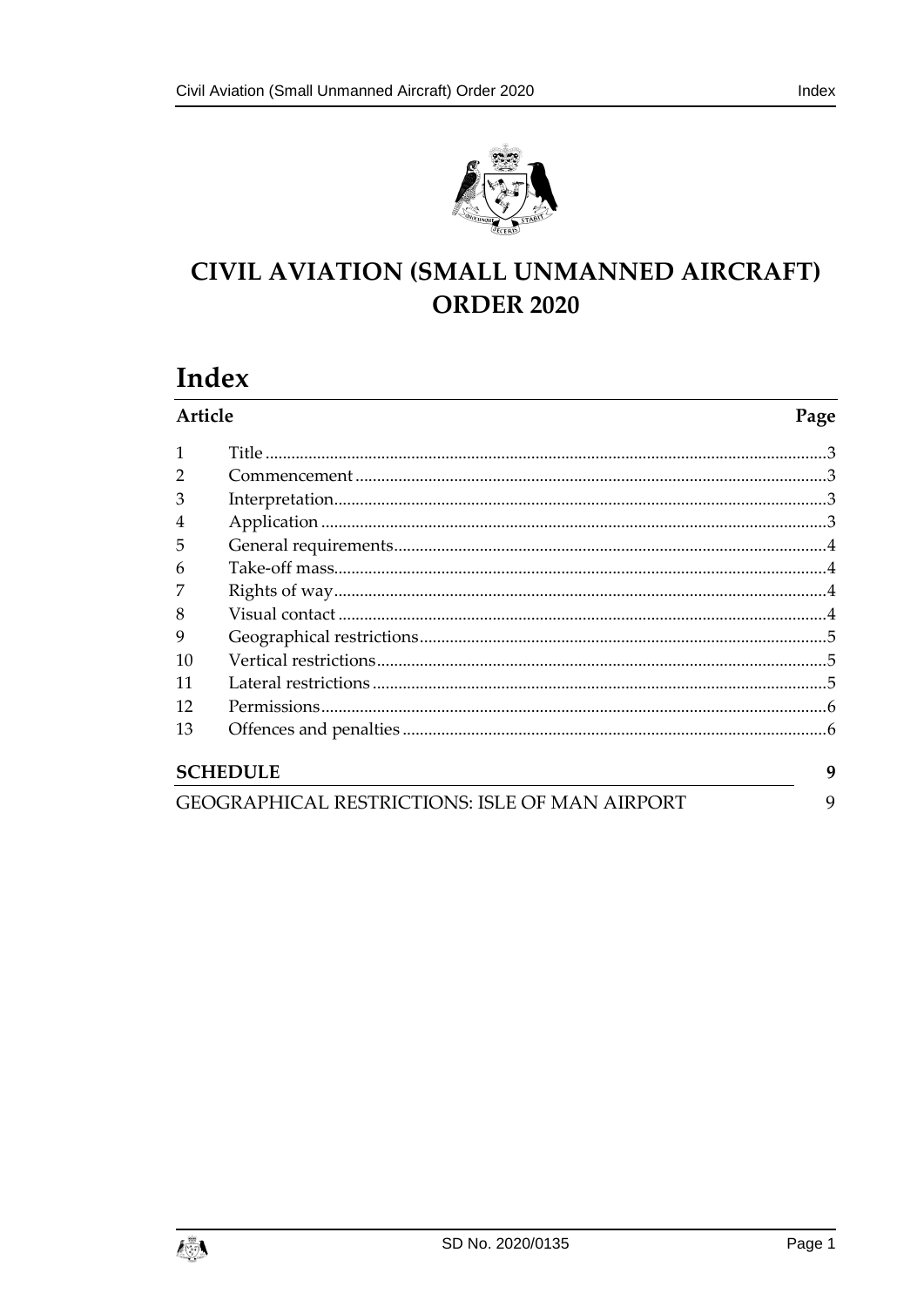# CIVIL AVIATION (SMALL UNMANNED AIRCRAFT) ORDER 2020

## Index

| Article | | Page |
|---|---|---|
| 1 | Title | 3 |
| 2 | Commencement | 3 |
| 3 | Interpretation | 3 |
| 4 | Application | 3 |
| 5 | General requirements | 4 |
| 6 | Take-off mass | 4 |
| 7 | Rights of way | 4 |
| 8 | Visual contact | 4 |
| 9 | Geographical restrictions | 5 |
| 10 | Vertical restrictions | 5 |
| 11 | Lateral restrictions | 5 |
| 12 | Permissions | 6 |
| 13 | Offences and penalties | 6 |

**SCHEDULE** 9

GEOGRAPHICAL RESTRICTIONS: ISLE OF MAN AIRPORT 9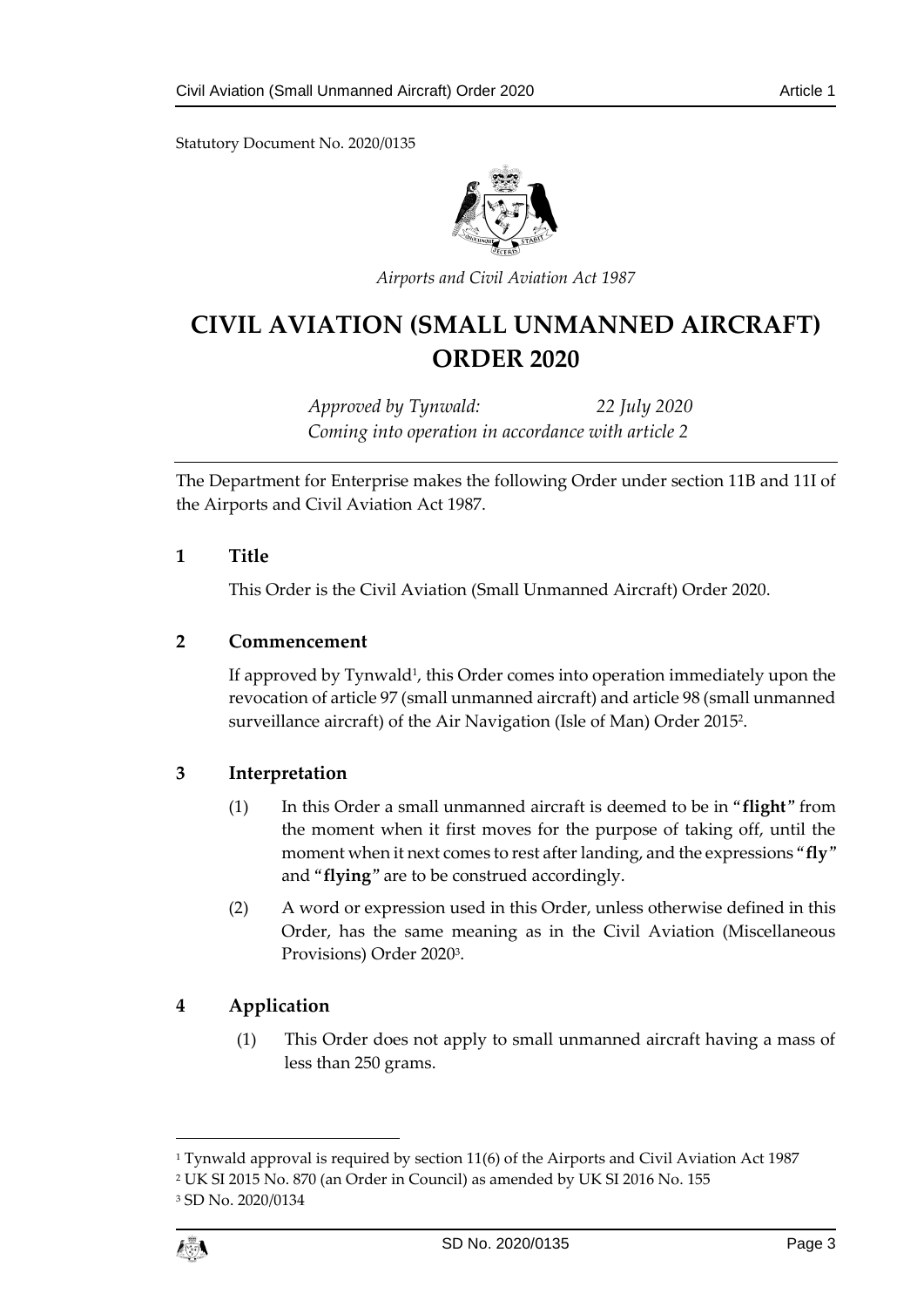Statutory Document No. 2020/0135

*Airports and Civil Aviation Act 1987*

# CIVIL AVIATION (SMALL UNMANNED AIRCRAFT) ORDER 2020

*Approved by Tynwald: 22 July 2020*
*Coming into operation in accordance with article 2*

The Department for Enterprise makes the following Order under section 11B and 11I of the Airports and Civil Aviation Act 1987.

## 1 Title

This Order is the Civil Aviation (Small Unmanned Aircraft) Order 2020.

## 2 Commencement

If approved by Tynwald[1], this Order comes into operation immediately upon the revocation of article 97 (small unmanned aircraft) and article 98 (small unmanned surveillance aircraft) of the Air Navigation (Isle of Man) Order 2015[2].

## 3 Interpretation

(1) In this Order a small unmanned aircraft is deemed to be in "**flight**" from the moment when it first moves for the purpose of taking off, until the moment when it next comes to rest after landing, and the expressions "**fly**" and "**flying**" are to be construed accordingly.

(2) A word or expression used in this Order, unless otherwise defined in this Order, has the same meaning as in the Civil Aviation (Miscellaneous Provisions) Order 2020[3].

## 4 Application

(1) This Order does not apply to small unmanned aircraft having a mass of less than 250 grams.

---

[1] Tynwald approval is required by section 11(6) of the Airports and Civil Aviation Act 1987

[2] UK SI 2015 No. 870 (an Order in Council) as amended by UK SI 2016 No. 155

[3] SD No. 2020/0134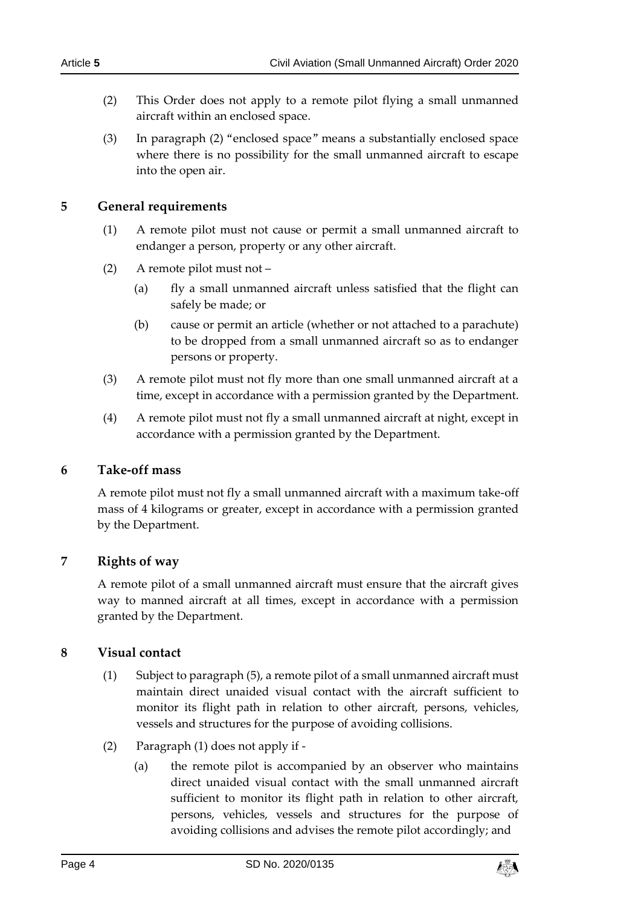(2) This Order does not apply to a remote pilot flying a small unmanned aircraft within an enclosed space.

(3) In paragraph (2) "enclosed space" means a substantially enclosed space where there is no possibility for the small unmanned aircraft to escape into the open air.

## 5 General requirements

(1) A remote pilot must not cause or permit a small unmanned aircraft to endanger a person, property or any other aircraft.

(2) A remote pilot must not –

(a) fly a small unmanned aircraft unless satisfied that the flight can safely be made; or

(b) cause or permit an article (whether or not attached to a parachute) to be dropped from a small unmanned aircraft so as to endanger persons or property.

(3) A remote pilot must not fly more than one small unmanned aircraft at a time, except in accordance with a permission granted by the Department.

(4) A remote pilot must not fly a small unmanned aircraft at night, except in accordance with a permission granted by the Department.

## 6 Take-off mass

A remote pilot must not fly a small unmanned aircraft with a maximum take-off mass of 4 kilograms or greater, except in accordance with a permission granted by the Department.

## 7 Rights of way

A remote pilot of a small unmanned aircraft must ensure that the aircraft gives way to manned aircraft at all times, except in accordance with a permission granted by the Department.

## 8 Visual contact

(1) Subject to paragraph (5), a remote pilot of a small unmanned aircraft must maintain direct unaided visual contact with the aircraft sufficient to monitor its flight path in relation to other aircraft, persons, vehicles, vessels and structures for the purpose of avoiding collisions.

(2) Paragraph (1) does not apply if -

(a) the remote pilot is accompanied by an observer who maintains direct unaided visual contact with the small unmanned aircraft sufficient to monitor its flight path in relation to other aircraft, persons, vehicles, vessels and structures for the purpose of avoiding collisions and advises the remote pilot accordingly; and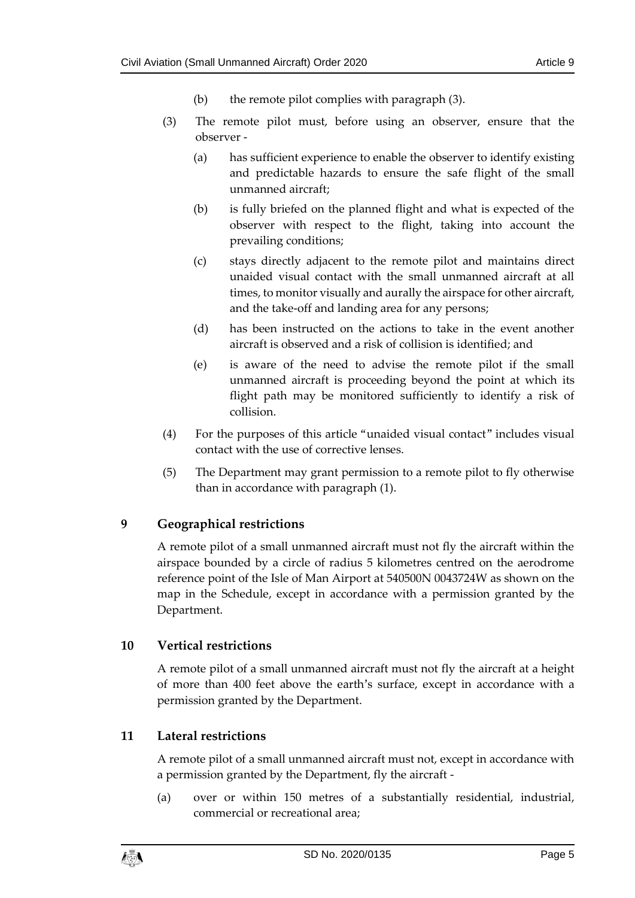(b) the remote pilot complies with paragraph (3).

(3) The remote pilot must, before using an observer, ensure that the observer -

(a) has sufficient experience to enable the observer to identify existing and predictable hazards to ensure the safe flight of the small unmanned aircraft;

(b) is fully briefed on the planned flight and what is expected of the observer with respect to the flight, taking into account the prevailing conditions;

(c) stays directly adjacent to the remote pilot and maintains direct unaided visual contact with the small unmanned aircraft at all times, to monitor visually and aurally the airspace for other aircraft, and the take-off and landing area for any persons;

(d) has been instructed on the actions to take in the event another aircraft is observed and a risk of collision is identified; and

(e) is aware of the need to advise the remote pilot if the small unmanned aircraft is proceeding beyond the point at which its flight path may be monitored sufficiently to identify a risk of collision.

(4) For the purposes of this article "unaided visual contact" includes visual contact with the use of corrective lenses.

(5) The Department may grant permission to a remote pilot to fly otherwise than in accordance with paragraph (1).

## 9 Geographical restrictions

A remote pilot of a small unmanned aircraft must not fly the aircraft within the airspace bounded by a circle of radius 5 kilometres centred on the aerodrome reference point of the Isle of Man Airport at 540500N 0043724W as shown on the map in the Schedule, except in accordance with a permission granted by the Department.

## 10 Vertical restrictions

A remote pilot of a small unmanned aircraft must not fly the aircraft at a height of more than 400 feet above the earth's surface, except in accordance with a permission granted by the Department.

## 11 Lateral restrictions

A remote pilot of a small unmanned aircraft must not, except in accordance with a permission granted by the Department, fly the aircraft -

(a) over or within 150 metres of a substantially residential, industrial, commercial or recreational area;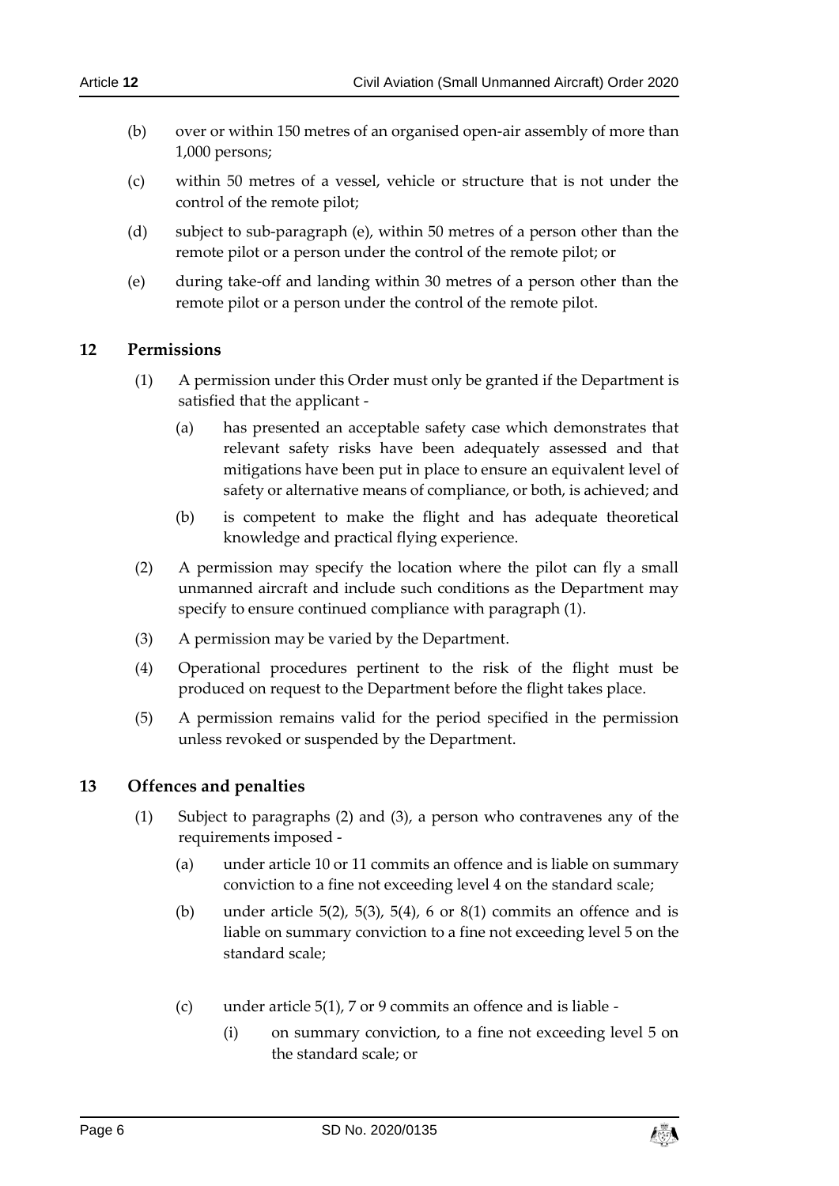(b) over or within 150 metres of an organised open-air assembly of more than 1,000 persons;

(c) within 50 metres of a vessel, vehicle or structure that is not under the control of the remote pilot;

(d) subject to sub-paragraph (e), within 50 metres of a person other than the remote pilot or a person under the control of the remote pilot; or

(e) during take-off and landing within 30 metres of a person other than the remote pilot or a person under the control of the remote pilot.

## 12 Permissions

(1) A permission under this Order must only be granted if the Department is satisfied that the applicant -

(a) has presented an acceptable safety case which demonstrates that relevant safety risks have been adequately assessed and that mitigations have been put in place to ensure an equivalent level of safety or alternative means of compliance, or both, is achieved; and

(b) is competent to make the flight and has adequate theoretical knowledge and practical flying experience.

(2) A permission may specify the location where the pilot can fly a small unmanned aircraft and include such conditions as the Department may specify to ensure continued compliance with paragraph (1).

(3) A permission may be varied by the Department.

(4) Operational procedures pertinent to the risk of the flight must be produced on request to the Department before the flight takes place.

(5) A permission remains valid for the period specified in the permission unless revoked or suspended by the Department.

## 13 Offences and penalties

(1) Subject to paragraphs (2) and (3), a person who contravenes any of the requirements imposed -

(a) under article 10 or 11 commits an offence and is liable on summary conviction to a fine not exceeding level 4 on the standard scale;

(b) under article 5(2), 5(3), 5(4), 6 or 8(1) commits an offence and is liable on summary conviction to a fine not exceeding level 5 on the standard scale;

(c) under article 5(1), 7 or 9 commits an offence and is liable -

(i) on summary conviction, to a fine not exceeding level 5 on the standard scale; or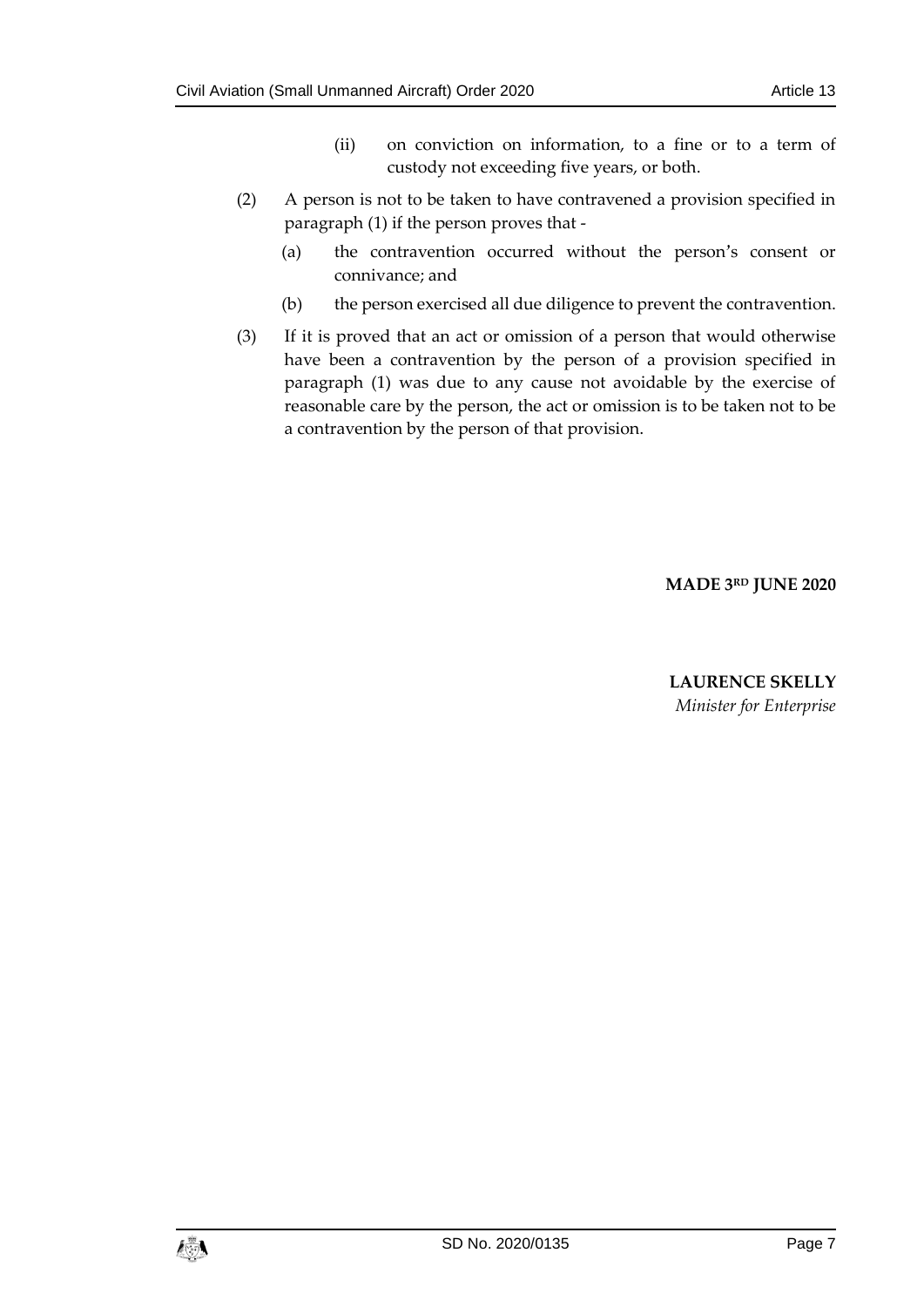(ii) on conviction on information, to a fine or to a term of custody not exceeding five years, or both.

(2) A person is not to be taken to have contravened a provision specified in paragraph (1) if the person proves that -

(a) the contravention occurred without the person's consent or connivance; and

(b) the person exercised all due diligence to prevent the contravention.

(3) If it is proved that an act or omission of a person that would otherwise have been a contravention by the person of a provision specified in paragraph (1) was due to any cause not avoidable by the exercise of reasonable care by the person, the act or omission is to be taken not to be a contravention by the person of that provision.

**MADE 3RD JUNE 2020**

**LAURENCE SKELLY**
*Minister for Enterprise*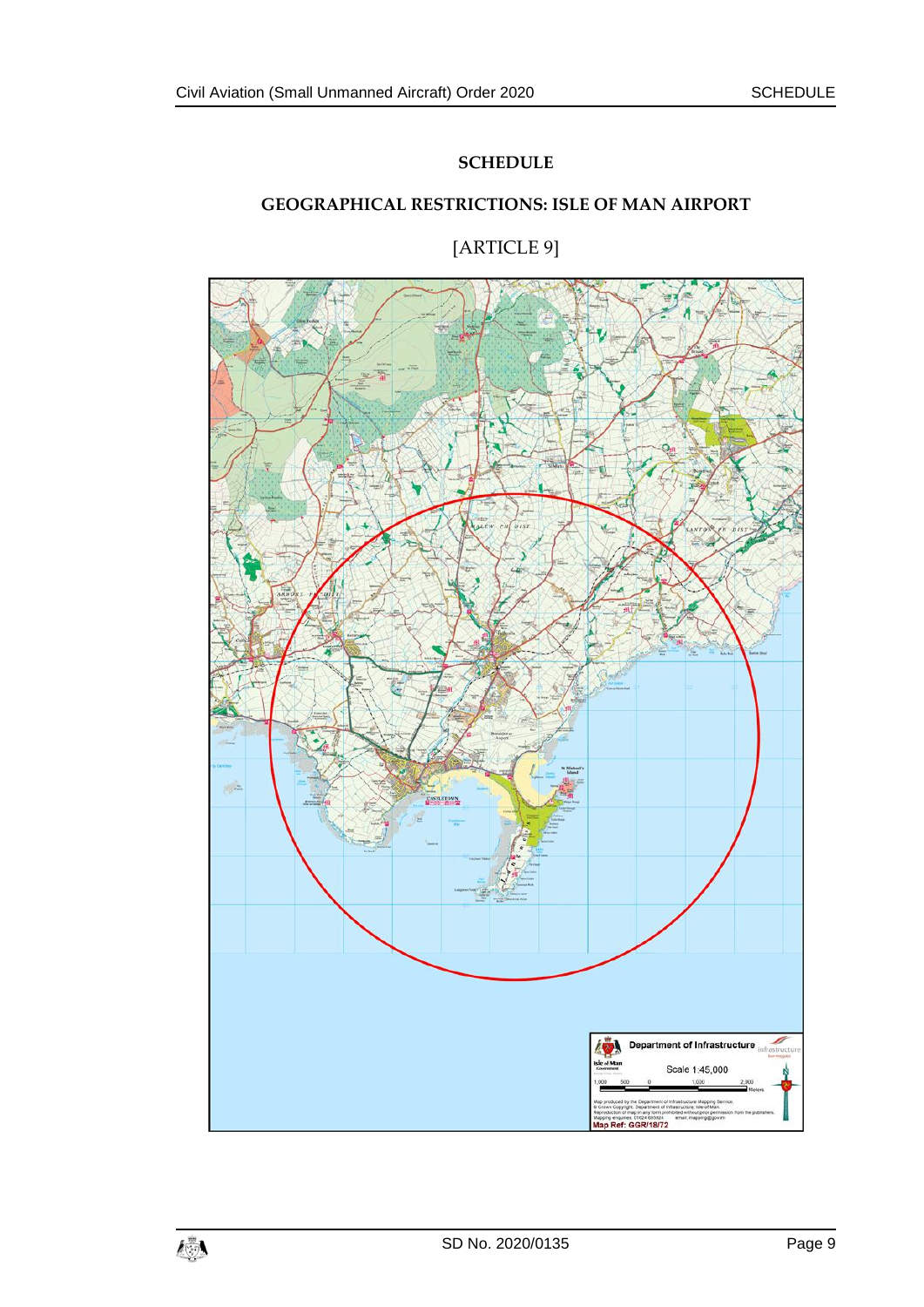# SCHEDULE

## GEOGRAPHICAL RESTRICTIONS: ISLE OF MAN AIRPORT

[ARTICLE 9]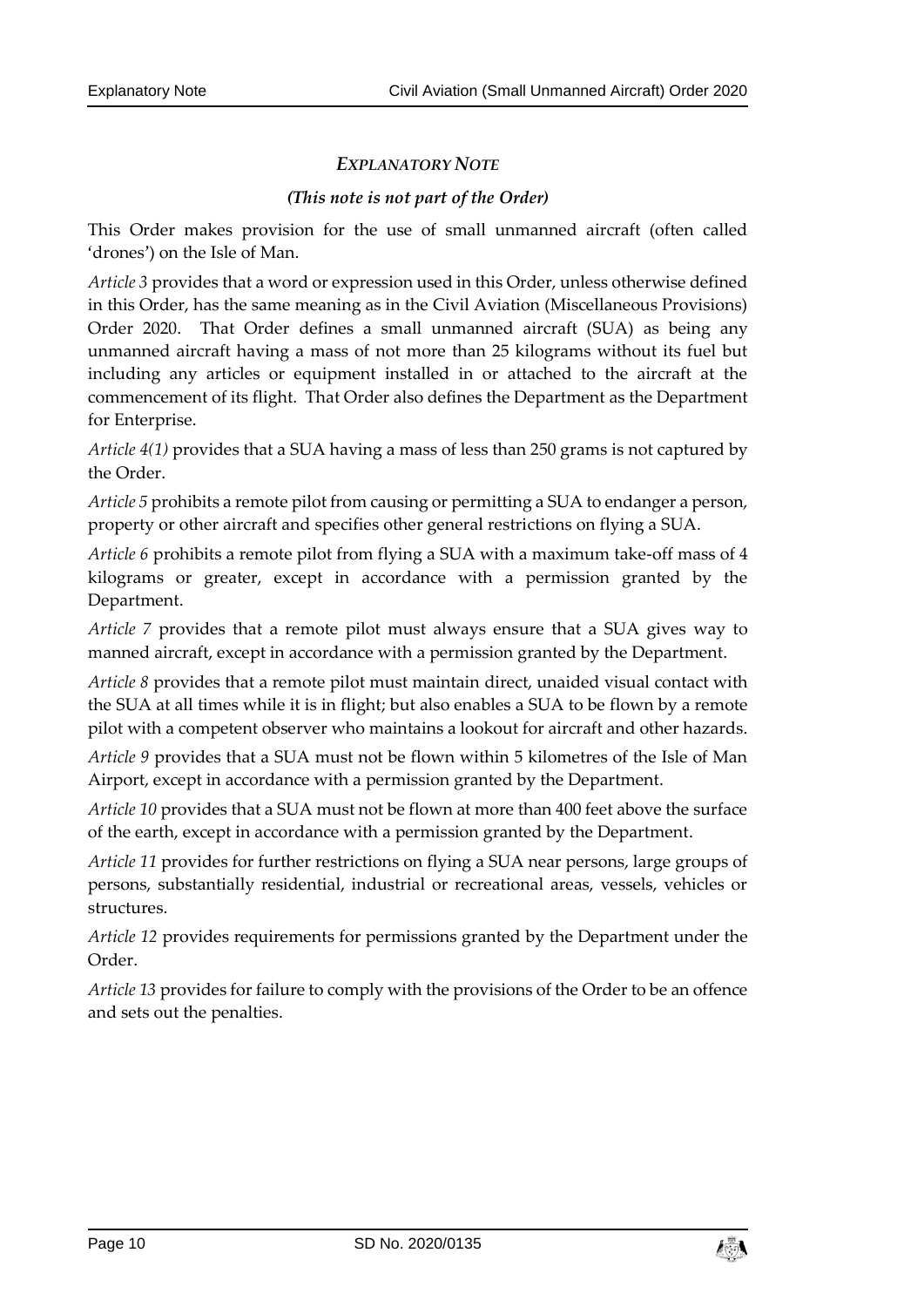## *EXPLANATORY NOTE*

***(This note is not part of the Order)***

This Order makes provision for the use of small unmanned aircraft (often called 'drones') on the Isle of Man.

*Article 3* provides that a word or expression used in this Order, unless otherwise defined in this Order, has the same meaning as in the Civil Aviation (Miscellaneous Provisions) Order 2020. That Order defines a small unmanned aircraft (SUA) as being any unmanned aircraft having a mass of not more than 25 kilograms without its fuel but including any articles or equipment installed in or attached to the aircraft at the commencement of its flight. That Order also defines the Department as the Department for Enterprise.

*Article 4(1)* provides that a SUA having a mass of less than 250 grams is not captured by the Order.

*Article 5* prohibits a remote pilot from causing or permitting a SUA to endanger a person, property or other aircraft and specifies other general restrictions on flying a SUA.

*Article 6* prohibits a remote pilot from flying a SUA with a maximum take-off mass of 4 kilograms or greater, except in accordance with a permission granted by the Department.

*Article 7* provides that a remote pilot must always ensure that a SUA gives way to manned aircraft, except in accordance with a permission granted by the Department.

*Article 8* provides that a remote pilot must maintain direct, unaided visual contact with the SUA at all times while it is in flight; but also enables a SUA to be flown by a remote pilot with a competent observer who maintains a lookout for aircraft and other hazards.

*Article 9* provides that a SUA must not be flown within 5 kilometres of the Isle of Man Airport, except in accordance with a permission granted by the Department.

*Article 10* provides that a SUA must not be flown at more than 400 feet above the surface of the earth, except in accordance with a permission granted by the Department.

*Article 11* provides for further restrictions on flying a SUA near persons, large groups of persons, substantially residential, industrial or recreational areas, vessels, vehicles or structures.

*Article 12* provides requirements for permissions granted by the Department under the Order.

*Article 13* provides for failure to comply with the provisions of the Order to be an offence and sets out the penalties.